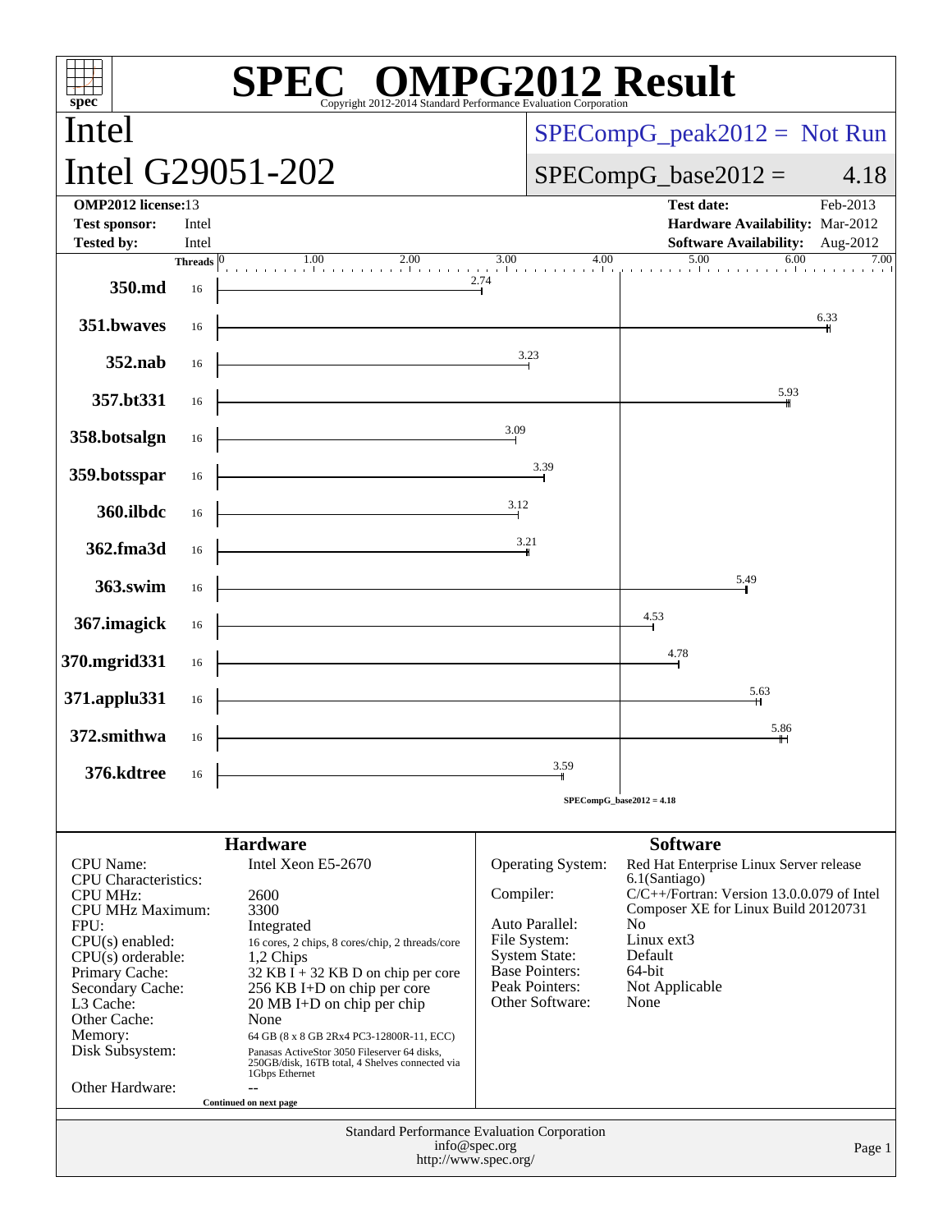# SPEC OMPG2012 Result

Copyright 2012-2014 Standard Performance Evaluation Corporation

## Intel

## Intel G29051-202

SPECompG_peak2012 = Not Run

SPECompG_base2012 = 4.18

| | | | |
|---|---|---|---|
| **OMP2012 license:** | 13 | **Test date:** | Feb-2013 |
| **Test sponsor:** | Intel | **Hardware Availability:** | Mar-2012 |
| **Tested by:** | Intel | **Software Availability:** | Aug-2012 |

| Benchmark | Threads | Base Ratio |
|---|---|---|
| 350.md | 16 | 2.74 |
| 351.bwaves | 16 | 6.33 |
| 352.nab | 16 | 3.23 |
| 357.bt331 | 16 | 5.93 |
| 358.botsalgn | 16 | 3.09 |
| 359.botsspar | 16 | 3.39 |
| 360.ilbdc | 16 | 3.12 |
| 362.fma3d | 16 | 3.21 |
| 363.swim | 16 | 5.49 |
| 367.imagick | 16 | 4.53 |
| 370.mgrid331 | 16 | 4.78 |
| 371.applu331 | 16 | 5.63 |
| 372.smithwa | 16 | 5.86 |
| 376.kdtree | 16 | 3.59 |

SPECompG_base2012 = 4.18

### Hardware

| | |
|---|---|
| CPU Name: | Intel Xeon E5-2670 |
| CPU Characteristics: | |
| CPU MHz: | 2600 |
| CPU MHz Maximum: | 3300 |
| FPU: | Integrated |
| CPU(s) enabled: | 16 cores, 2 chips, 8 cores/chip, 2 threads/core |
| CPU(s) orderable: | 1,2 Chips |
| Primary Cache: | 32 KB I + 32 KB D on chip per core |
| Secondary Cache: | 256 KB I+D on chip per core |
| L3 Cache: | 20 MB I+D on chip per chip |
| Other Cache: | None |
| Memory: | 64 GB (8 x 8 GB 2Rx4 PC3-12800R-11, ECC) |
| Disk Subsystem: | Panasas ActiveStor 3050 Fileserver 64 disks, 250GB/disk, 16TB total, 4 Shelves connected via 1Gbps Ethernet |
| Other Hardware: | -- |

Continued on next page

### Software

| | |
|---|---|
| Operating System: | Red Hat Enterprise Linux Server release 6.1(Santiago) |
| Compiler: | C/C++/Fortran: Version 13.0.0.079 of Intel Composer XE for Linux Build 20120731 |
| Auto Parallel: | No |
| File System: | Linux ext3 |
| System State: | Default |
| Base Pointers: | 64-bit |
| Peak Pointers: | Not Applicable |
| Other Software: | None |

Standard Performance Evaluation Corporation
info@spec.org
http://www.spec.org/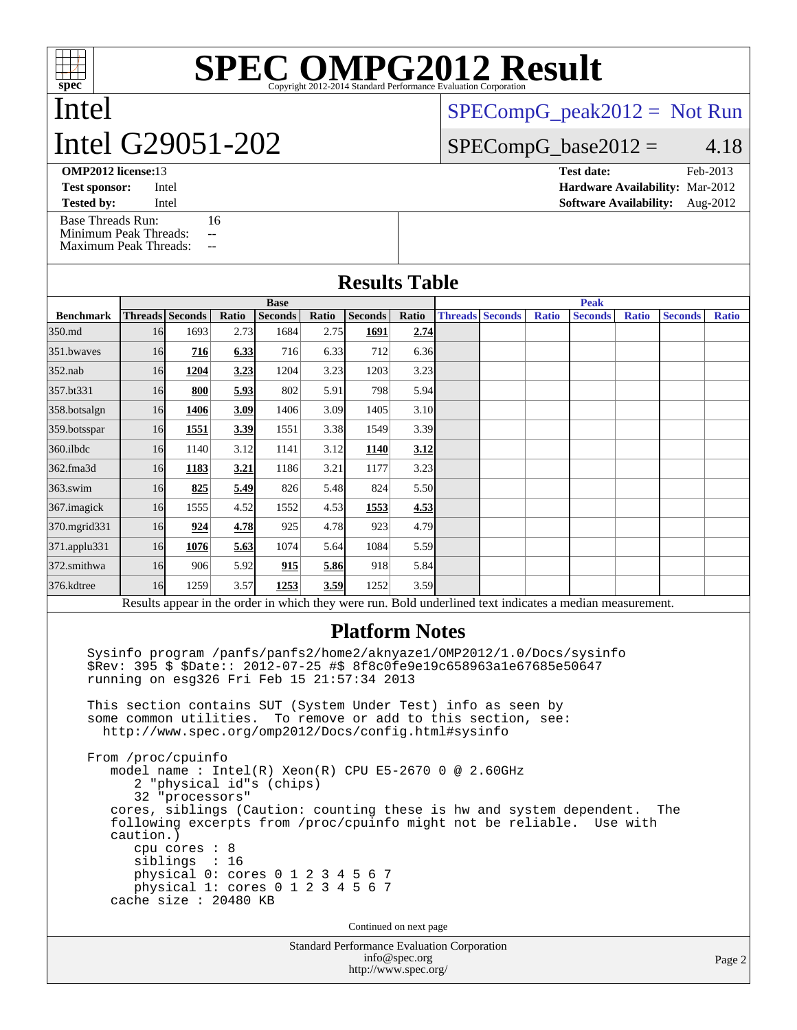# SPEC OMPG2012 Result

Copyright 2012-2014 Standard Performance Evaluation Corporation

## Intel
## Intel G29051-202

SPECompG_peak2012 = Not Run

SPECompG_base2012 = 4.18

**OMP2012 license:** 13 | **Test date:** Feb-2013
**Test sponsor:** Intel | **Hardware Availability:** Mar-2012
**Tested by:** Intel | **Software Availability:** Aug-2012

Base Threads Run: 16
Minimum Peak Threads: --
Maximum Peak Threads: --

## Results Table

| | Base | | | | | | | | Peak | | | | | | |
|---|---|---|---|---|---|---|---|---|---|---|---|---|---|---|---|
| **Benchmark** | **Threads** | **Seconds** | **Ratio** | **Seconds** | **Ratio** | **Seconds** | **Ratio** | **Threads** | **Seconds** | **Ratio** | **Seconds** | **Ratio** | **Seconds** | **Ratio** |
| 350.md | 16 | 1693 | 2.73 | 1684 | 2.75 | **1691** | **2.74** | | | | | | | |
| 351.bwaves | 16 | **716** | **6.33** | 716 | 6.33 | 712 | 6.36 | | | | | | | |
| 352.nab | 16 | **1204** | **3.23** | 1204 | 3.23 | 1203 | 3.23 | | | | | | | |
| 357.bt331 | 16 | **800** | **5.93** | 802 | 5.91 | 798 | 5.94 | | | | | | | |
| 358.botsalgn | 16 | **1406** | **3.09** | 1406 | 3.09 | 1405 | 3.10 | | | | | | | |
| 359.botsspar | 16 | **1551** | **3.39** | 1551 | 3.38 | 1549 | 3.39 | | | | | | | |
| 360.ilbdc | 16 | 1140 | 3.12 | 1141 | 3.12 | **1140** | **3.12** | | | | | | | |
| 362.fma3d | 16 | **1183** | **3.21** | 1186 | 3.21 | 1177 | 3.23 | | | | | | | |
| 363.swim | 16 | **825** | **5.49** | 826 | 5.48 | 824 | 5.50 | | | | | | | |
| 367.imagick | 16 | 1555 | 4.52 | 1552 | 4.53 | **1553** | **4.53** | | | | | | | |
| 370.mgrid331 | 16 | **924** | **4.78** | 925 | 4.78 | 923 | 4.79 | | | | | | | |
| 371.applu331 | 16 | **1076** | **5.63** | 1074 | 5.64 | 1084 | 5.59 | | | | | | | |
| 372.smithwa | 16 | 906 | 5.92 | **915** | **5.86** | 918 | 5.84 | | | | | | | |
| 376.kdtree | 16 | 1259 | 3.57 | **1253** | **3.59** | 1252 | 3.59 | | | | | | | |

Results appear in the order in which they were run. Bold underlined text indicates a median measurement.

## Platform Notes

```
Sysinfo program /panfs/panfs2/home2/aknyaze1/OMP2012/1.0/Docs/sysinfo
$Rev: 395 $ $Date:: 2012-07-25 #$ 8f8c0fe9e19c658963a1e67685e50647
running on esg326 Fri Feb 15 21:57:34 2013

This section contains SUT (System Under Test) info as seen by
some common utilities.  To remove or add to this section, see:
  http://www.spec.org/omp2012/Docs/config.html#sysinfo

From /proc/cpuinfo
   model name : Intel(R) Xeon(R) CPU E5-2670 0 @ 2.60GHz
      2 "physical id"s (chips)
      32 "processors"
   cores, siblings (Caution: counting these is hw and system dependent.  The
   following excerpts from /proc/cpuinfo might not be reliable.  Use with
   caution.)
      cpu cores : 8
      siblings  : 16
      physical 0: cores 0 1 2 3 4 5 6 7
      physical 1: cores 0 1 2 3 4 5 6 7
   cache size : 20480 KB
```

Continued on next page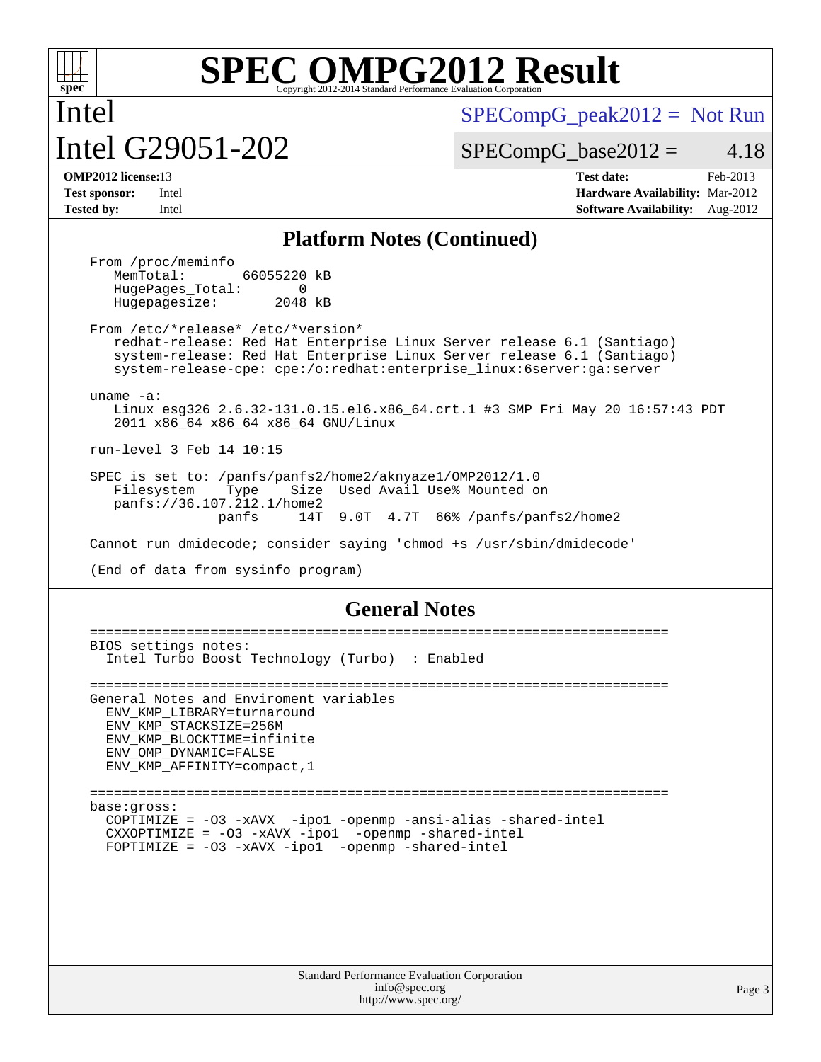## Platform Notes (Continued)

```
From /proc/meminfo
   MemTotal:       66055220 kB
   HugePages_Total:       0
   Hugepagesize:       2048 kB

From /etc/*release* /etc/*version*
   redhat-release: Red Hat Enterprise Linux Server release 6.1 (Santiago)
   system-release: Red Hat Enterprise Linux Server release 6.1 (Santiago)
   system-release-cpe: cpe:/o:redhat:enterprise_linux:6server:ga:server

uname -a:
   Linux esg326 2.6.32-131.0.15.el6.x86_64.crt.1 #3 SMP Fri May 20 16:57:43 PDT
   2011 x86_64 x86_64 x86_64 GNU/Linux

run-level 3 Feb 14 10:15

SPEC is set to: /panfs/panfs2/home2/aknyaze1/OMP2012/1.0
   Filesystem    Type    Size  Used Avail Use% Mounted on
   panfs://36.107.212.1/home2
                panfs     14T  9.0T  4.7T  66% /panfs/panfs2/home2

Cannot run dmidecode; consider saying 'chmod +s /usr/sbin/dmidecode'

(End of data from sysinfo program)
```

## General Notes

```
========================================================================
BIOS settings notes:
  Intel Turbo Boost Technology (Turbo)  : Enabled

========================================================================
General Notes and Enviroment variables
  ENV_KMP_LIBRARY=turnaround
  ENV_KMP_STACKSIZE=256M
  ENV_KMP_BLOCKTIME=infinite
  ENV_OMP_DYNAMIC=FALSE
  ENV_KMP_AFFINITY=compact,1

========================================================================
base:gross:
  COPTIMIZE = -O3 -xAVX  -ipo1 -openmp -ansi-alias -shared-intel
  CXXOPTIMIZE = -O3 -xAVX -ipo1  -openmp -shared-intel
  FOPTIMIZE = -O3 -xAVX -ipo1  -openmp -shared-intel
```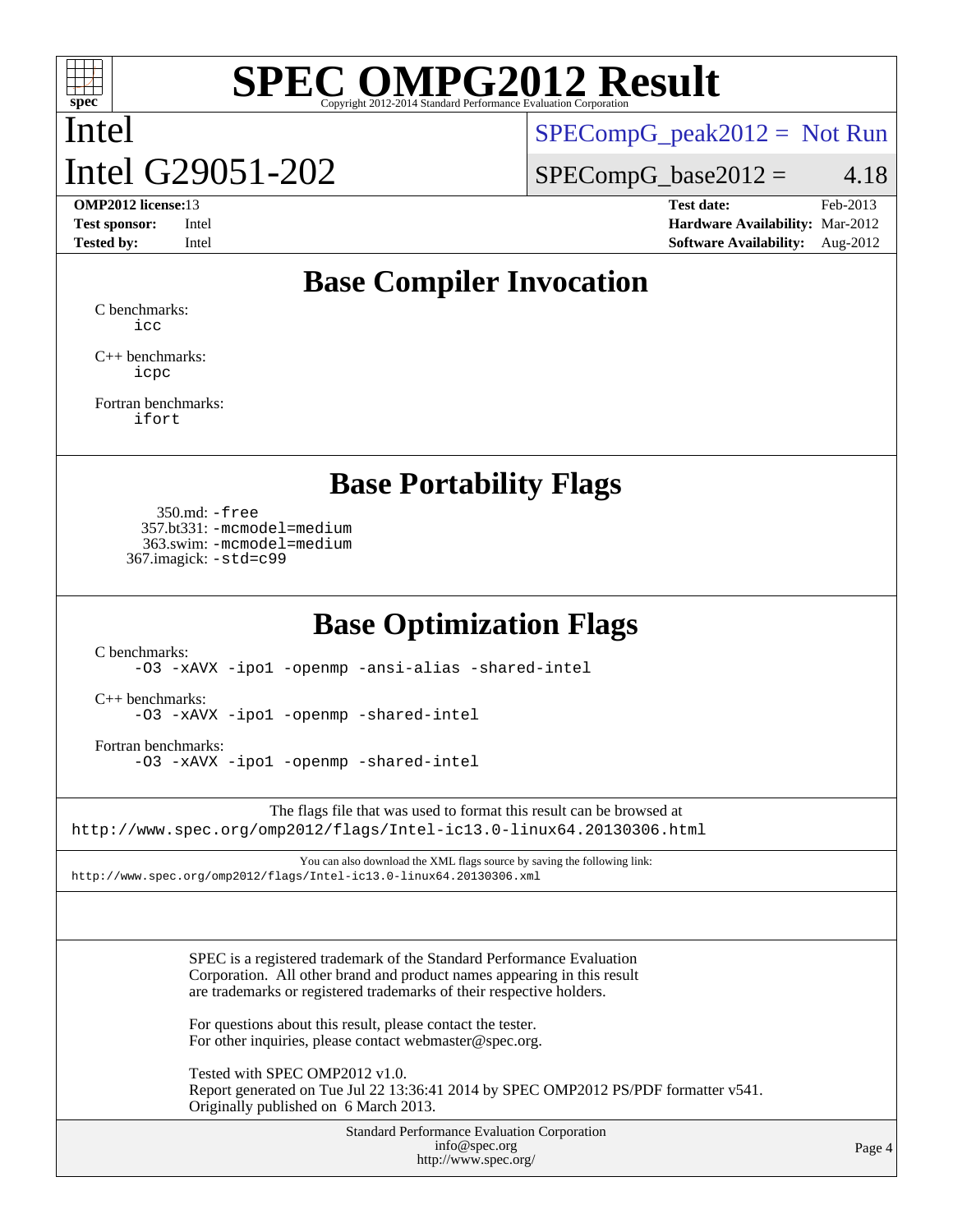# Intel

# Intel G29051-202

SPECompG_peak2012 = Not Run

SPECompG_base2012 = 4.18

**OMP2012 license:** 13
**Test sponsor:** Intel
**Tested by:** Intel

**Test date:** Feb-2013
**Hardware Availability:** Mar-2012
**Software Availability:** Aug-2012

## Base Compiler Invocation

C benchmarks:
icc

C++ benchmarks:
icpc

Fortran benchmarks:
ifort

## Base Portability Flags

350.md: -free
357.bt331: -mcmodel=medium
363.swim: -mcmodel=medium
367.imagick: -std=c99

## Base Optimization Flags

C benchmarks:
-O3 -xAVX -ipo1 -openmp -ansi-alias -shared-intel

C++ benchmarks:
-O3 -xAVX -ipo1 -openmp -shared-intel

Fortran benchmarks:
-O3 -xAVX -ipo1 -openmp -shared-intel

The flags file that was used to format this result can be browsed at
http://www.spec.org/omp2012/flags/Intel-ic13.0-linux64.20130306.html

You can also download the XML flags source by saving the following link:
http://www.spec.org/omp2012/flags/Intel-ic13.0-linux64.20130306.xml

SPEC is a registered trademark of the Standard Performance Evaluation Corporation. All other brand and product names appearing in this result are trademarks or registered trademarks of their respective holders.

For questions about this result, please contact the tester.
For other inquiries, please contact webmaster@spec.org.

Tested with SPEC OMP2012 v1.0.
Report generated on Tue Jul 22 13:36:41 2014 by SPEC OMP2012 PS/PDF formatter v541.
Originally published on 6 March 2013.